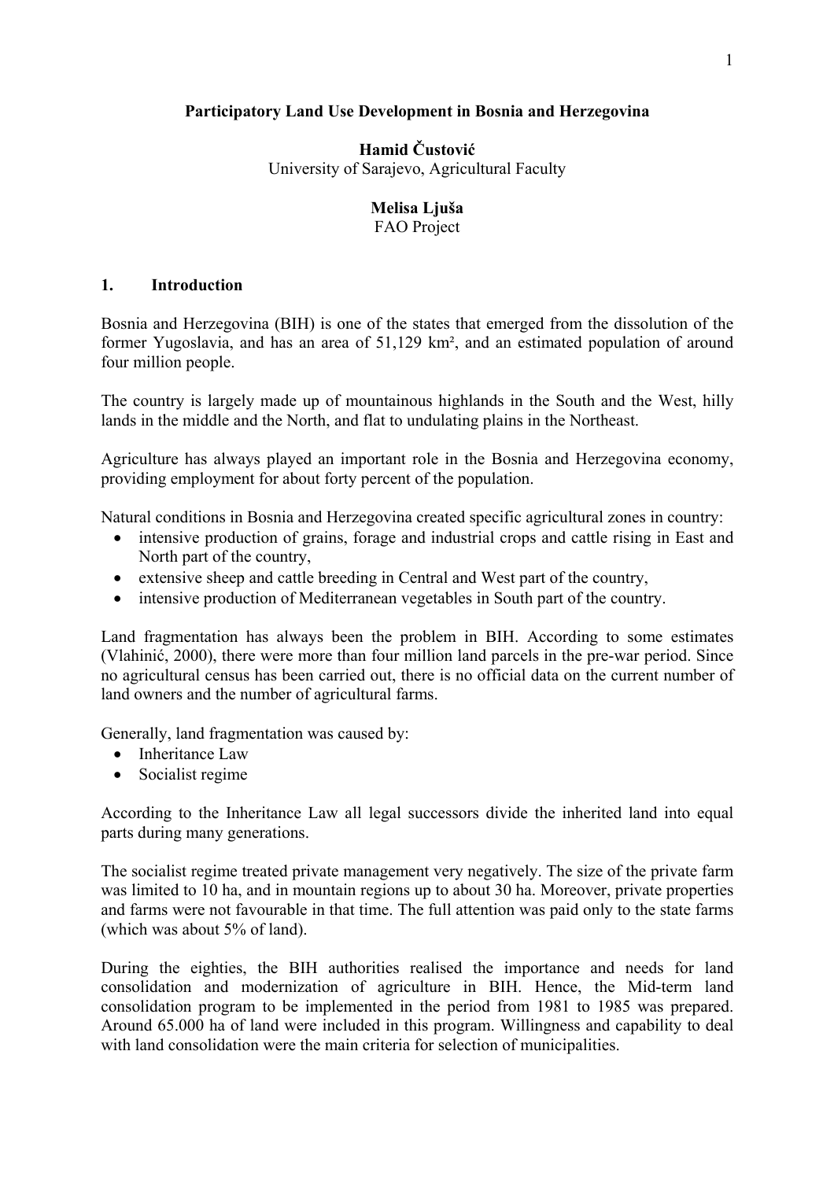# Participatory Land Use Development in Bosnia and Herzegovina

**Hamid Čustović**
University of Sarajevo, Agricultural Faculty

**Melisa Ljuša**
FAO Project

## 1. Introduction

Bosnia and Herzegovina (BIH) is one of the states that emerged from the dissolution of the former Yugoslavia, and has an area of 51,129 km², and an estimated population of around four million people.

The country is largely made up of mountainous highlands in the South and the West, hilly lands in the middle and the North, and flat to undulating plains in the Northeast.

Agriculture has always played an important role in the Bosnia and Herzegovina economy, providing employment for about forty percent of the population.

Natural conditions in Bosnia and Herzegovina created specific agricultural zones in country:

- intensive production of grains, forage and industrial crops and cattle rising in East and North part of the country,
- extensive sheep and cattle breeding in Central and West part of the country,
- intensive production of Mediterranean vegetables in South part of the country.

Land fragmentation has always been the problem in BIH. According to some estimates (Vlahinić, 2000), there were more than four million land parcels in the pre-war period. Since no agricultural census has been carried out, there is no official data on the current number of land owners and the number of agricultural farms.

Generally, land fragmentation was caused by:

- Inheritance Law
- Socialist regime

According to the Inheritance Law all legal successors divide the inherited land into equal parts during many generations.

The socialist regime treated private management very negatively. The size of the private farm was limited to 10 ha, and in mountain regions up to about 30 ha. Moreover, private properties and farms were not favourable in that time. The full attention was paid only to the state farms (which was about 5% of land).

During the eighties, the BIH authorities realised the importance and needs for land consolidation and modernization of agriculture in BIH. Hence, the Mid-term land consolidation program to be implemented in the period from 1981 to 1985 was prepared. Around 65.000 ha of land were included in this program. Willingness and capability to deal with land consolidation were the main criteria for selection of municipalities.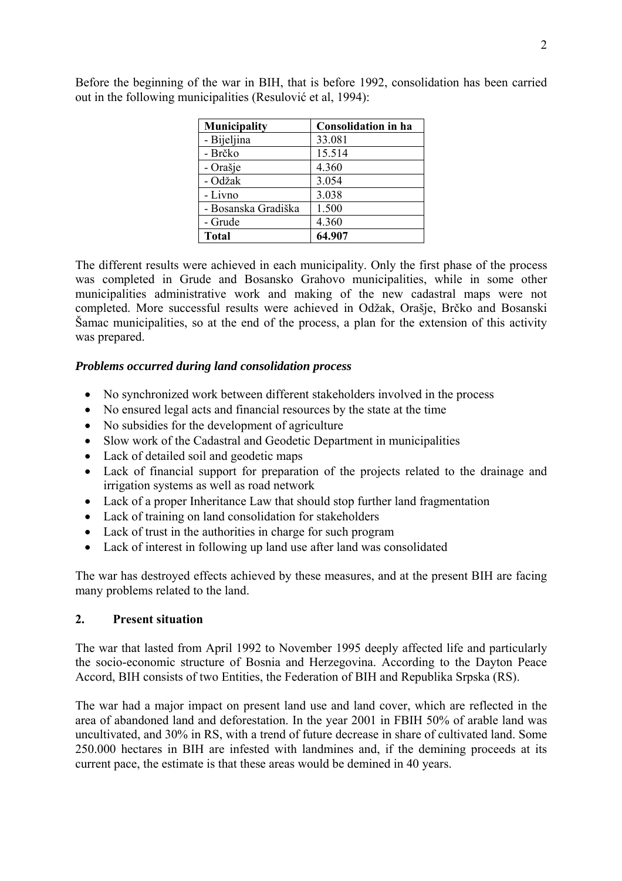Before the beginning of the war in BIH, that is before 1992, consolidation has been carried out in the following municipalities (Resulović et al, 1994):

| **Municipality** | **Consolidation in ha** |
|---|---|
| - Bijeljina | 33.081 |
| - Brčko | 15.514 |
| - Orašje | 4.360 |
| - Odžak | 3.054 |
| - Livno | 3.038 |
| - Bosanska Gradiška | 1.500 |
| - Grude | 4.360 |
| **Total** | **64.907** |

The different results were achieved in each municipality. Only the first phase of the process was completed in Grude and Bosansko Grahovo municipalities, while in some other municipalities administrative work and making of the new cadastral maps were not completed. More successful results were achieved in Odžak, Orašje, Brčko and Bosanski Šamac municipalities, so at the end of the process, a plan for the extension of this activity was prepared.

***Problems occurred during land consolidation process***

- No synchronized work between different stakeholders involved in the process
- No ensured legal acts and financial resources by the state at the time
- No subsidies for the development of agriculture
- Slow work of the Cadastral and Geodetic Department in municipalities
- Lack of detailed soil and geodetic maps
- Lack of financial support for preparation of the projects related to the drainage and irrigation systems as well as road network
- Lack of a proper Inheritance Law that should stop further land fragmentation
- Lack of training on land consolidation for stakeholders
- Lack of trust in the authorities in charge for such program
- Lack of interest in following up land use after land was consolidated

The war has destroyed effects achieved by these measures, and at the present BIH are facing many problems related to the land.

## 2. Present situation

The war that lasted from April 1992 to November 1995 deeply affected life and particularly the socio-economic structure of Bosnia and Herzegovina. According to the Dayton Peace Accord, BIH consists of two Entities, the Federation of BIH and Republika Srpska (RS).

The war had a major impact on present land use and land cover, which are reflected in the area of abandoned land and deforestation. In the year 2001 in FBIH 50% of arable land was uncultivated, and 30% in RS, with a trend of future decrease in share of cultivated land. Some 250.000 hectares in BIH are infested with landmines and, if the demining proceeds at its current pace, the estimate is that these areas would be demined in 40 years.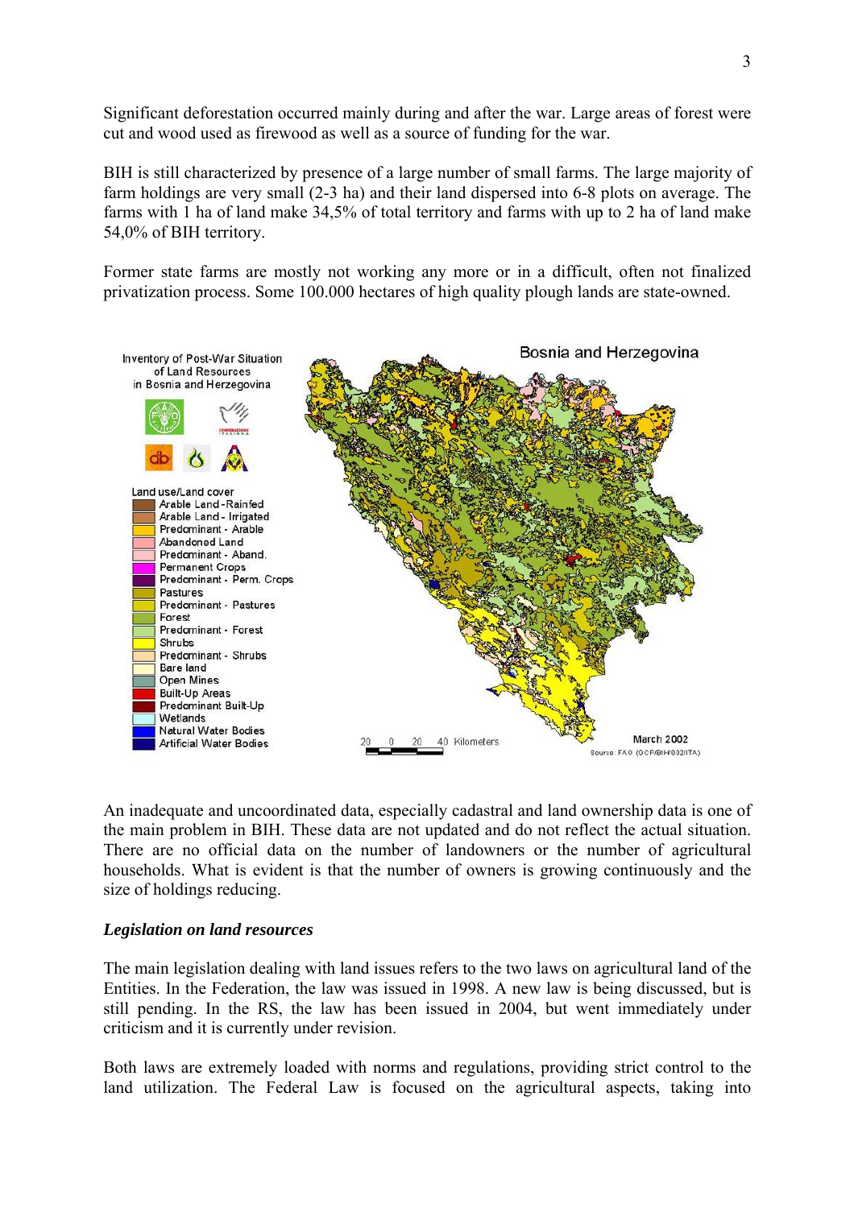Significant deforestation occurred mainly during and after the war. Large areas of forest were cut and wood used as firewood as well as a source of funding for the war.

BIH is still characterized by presence of a large number of small farms. The large majority of farm holdings are very small (2-3 ha) and their land dispersed into 6-8 plots on average. The farms with 1 ha of land make 34,5% of total territory and farms with up to 2 ha of land make 54,0% of BIH territory.

Former state farms are mostly not working any more or in a difficult, often not finalized privatization process. Some 100.000 hectares of high quality plough lands are state-owned.

An inadequate and uncoordinated data, especially cadastral and land ownership data is one of the main problem in BIH. These data are not updated and do not reflect the actual situation. There are no official data on the number of landowners or the number of agricultural households. What is evident is that the number of owners is growing continuously and the size of holdings reducing.

***Legislation on land resources***

The main legislation dealing with land issues refers to the two laws on agricultural land of the Entities. In the Federation, the law was issued in 1998. A new law is being discussed, but is still pending. In the RS, the law has been issued in 2004, but went immediately under criticism and it is currently under revision.

Both laws are extremely loaded with norms and regulations, providing strict control to the land utilization. The Federal Law is focused on the agricultural aspects, taking into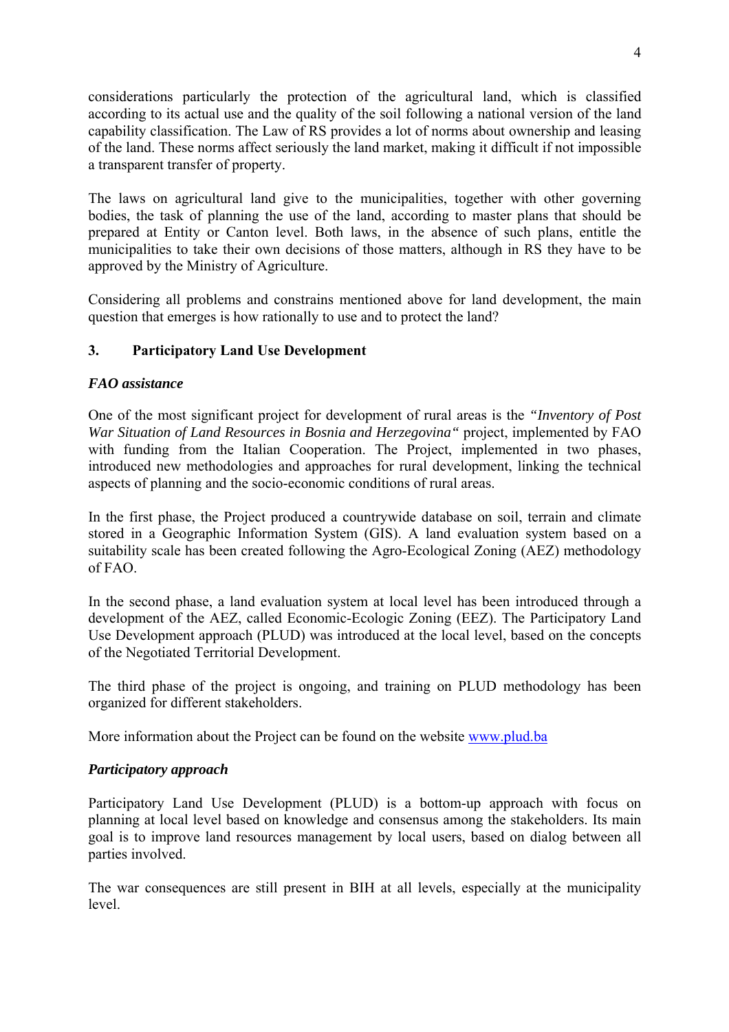considerations particularly the protection of the agricultural land, which is classified according to its actual use and the quality of the soil following a national version of the land capability classification. The Law of RS provides a lot of norms about ownership and leasing of the land. These norms affect seriously the land market, making it difficult if not impossible a transparent transfer of property.

The laws on agricultural land give to the municipalities, together with other governing bodies, the task of planning the use of the land, according to master plans that should be prepared at Entity or Canton level. Both laws, in the absence of such plans, entitle the municipalities to take their own decisions of those matters, although in RS they have to be approved by the Ministry of Agriculture.

Considering all problems and constrains mentioned above for land development, the main question that emerges is how rationally to use and to protect the land?

## 3. Participatory Land Use Development

### *FAO assistance*

One of the most significant project for development of rural areas is the *"Inventory of Post War Situation of Land Resources in Bosnia and Herzegovina"* project, implemented by FAO with funding from the Italian Cooperation. The Project, implemented in two phases, introduced new methodologies and approaches for rural development, linking the technical aspects of planning and the socio-economic conditions of rural areas.

In the first phase, the Project produced a countrywide database on soil, terrain and climate stored in a Geographic Information System (GIS). A land evaluation system based on a suitability scale has been created following the Agro-Ecological Zoning (AEZ) methodology of FAO.

In the second phase, a land evaluation system at local level has been introduced through a development of the AEZ, called Economic-Ecologic Zoning (EEZ). The Participatory Land Use Development approach (PLUD) was introduced at the local level, based on the concepts of the Negotiated Territorial Development.

The third phase of the project is ongoing, and training on PLUD methodology has been organized for different stakeholders.

More information about the Project can be found on the website [www.plud.ba](http://www.plud.ba)

### *Participatory approach*

Participatory Land Use Development (PLUD) is a bottom-up approach with focus on planning at local level based on knowledge and consensus among the stakeholders. Its main goal is to improve land resources management by local users, based on dialog between all parties involved.

The war consequences are still present in BIH at all levels, especially at the municipality level.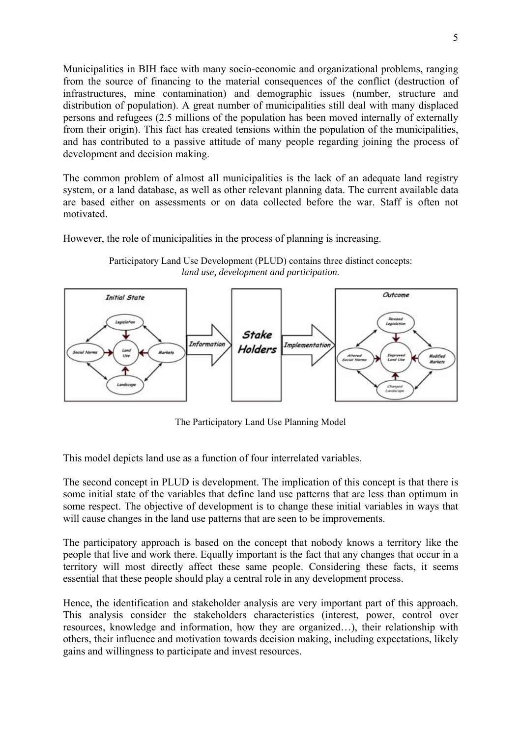Municipalities in BIH face with many socio-economic and organizational problems, ranging from the source of financing to the material consequences of the conflict (destruction of infrastructures, mine contamination) and demographic issues (number, structure and distribution of population). A great number of municipalities still deal with many displaced persons and refugees (2.5 millions of the population has been moved internally of externally from their origin). This fact has created tensions within the population of the municipalities, and has contributed to a passive attitude of many people regarding joining the process of development and decision making.

The common problem of almost all municipalities is the lack of an adequate land registry system, or a land database, as well as other relevant planning data. The current available data are based either on assessments or on data collected before the war. Staff is often not motivated.

However, the role of municipalities in the process of planning is increasing.

Participatory Land Use Development (PLUD) contains three distinct concepts: *land use, development and participation.*

The Participatory Land Use Planning Model

This model depicts land use as a function of four interrelated variables.

The second concept in PLUD is development. The implication of this concept is that there is some initial state of the variables that define land use patterns that are less than optimum in some respect. The objective of development is to change these initial variables in ways that will cause changes in the land use patterns that are seen to be improvements.

The participatory approach is based on the concept that nobody knows a territory like the people that live and work there. Equally important is the fact that any changes that occur in a territory will most directly affect these same people. Considering these facts, it seems essential that these people should play a central role in any development process.

Hence, the identification and stakeholder analysis are very important part of this approach. This analysis consider the stakeholders characteristics (interest, power, control over resources, knowledge and information, how they are organized…), their relationship with others, their influence and motivation towards decision making, including expectations, likely gains and willingness to participate and invest resources.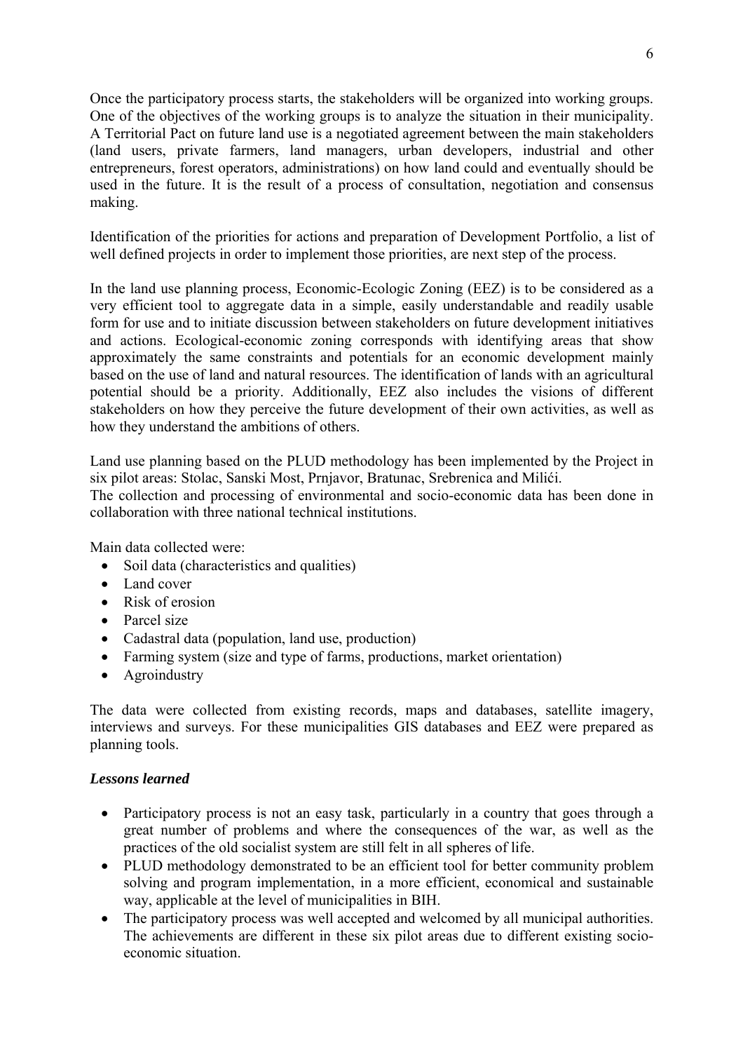Once the participatory process starts, the stakeholders will be organized into working groups. One of the objectives of the working groups is to analyze the situation in their municipality. A Territorial Pact on future land use is a negotiated agreement between the main stakeholders (land users, private farmers, land managers, urban developers, industrial and other entrepreneurs, forest operators, administrations) on how land could and eventually should be used in the future. It is the result of a process of consultation, negotiation and consensus making.

Identification of the priorities for actions and preparation of Development Portfolio, a list of well defined projects in order to implement those priorities, are next step of the process.

In the land use planning process, Economic-Ecologic Zoning (EEZ) is to be considered as a very efficient tool to aggregate data in a simple, easily understandable and readily usable form for use and to initiate discussion between stakeholders on future development initiatives and actions. Ecological-economic zoning corresponds with identifying areas that show approximately the same constraints and potentials for an economic development mainly based on the use of land and natural resources. The identification of lands with an agricultural potential should be a priority. Additionally, EEZ also includes the visions of different stakeholders on how they perceive the future development of their own activities, as well as how they understand the ambitions of others.

Land use planning based on the PLUD methodology has been implemented by the Project in six pilot areas: Stolac, Sanski Most, Prnjavor, Bratunac, Srebrenica and Milići.
The collection and processing of environmental and socio-economic data has been done in collaboration with three national technical institutions.

Main data collected were:

- Soil data (characteristics and qualities)
- Land cover
- Risk of erosion
- Parcel size
- Cadastral data (population, land use, production)
- Farming system (size and type of farms, productions, market orientation)
- Agroindustry

The data were collected from existing records, maps and databases, satellite imagery, interviews and surveys. For these municipalities GIS databases and EEZ were prepared as planning tools.

***Lessons learned***

- Participatory process is not an easy task, particularly in a country that goes through a great number of problems and where the consequences of the war, as well as the practices of the old socialist system are still felt in all spheres of life.
- PLUD methodology demonstrated to be an efficient tool for better community problem solving and program implementation, in a more efficient, economical and sustainable way, applicable at the level of municipalities in BIH.
- The participatory process was well accepted and welcomed by all municipal authorities. The achievements are different in these six pilot areas due to different existing socio-economic situation.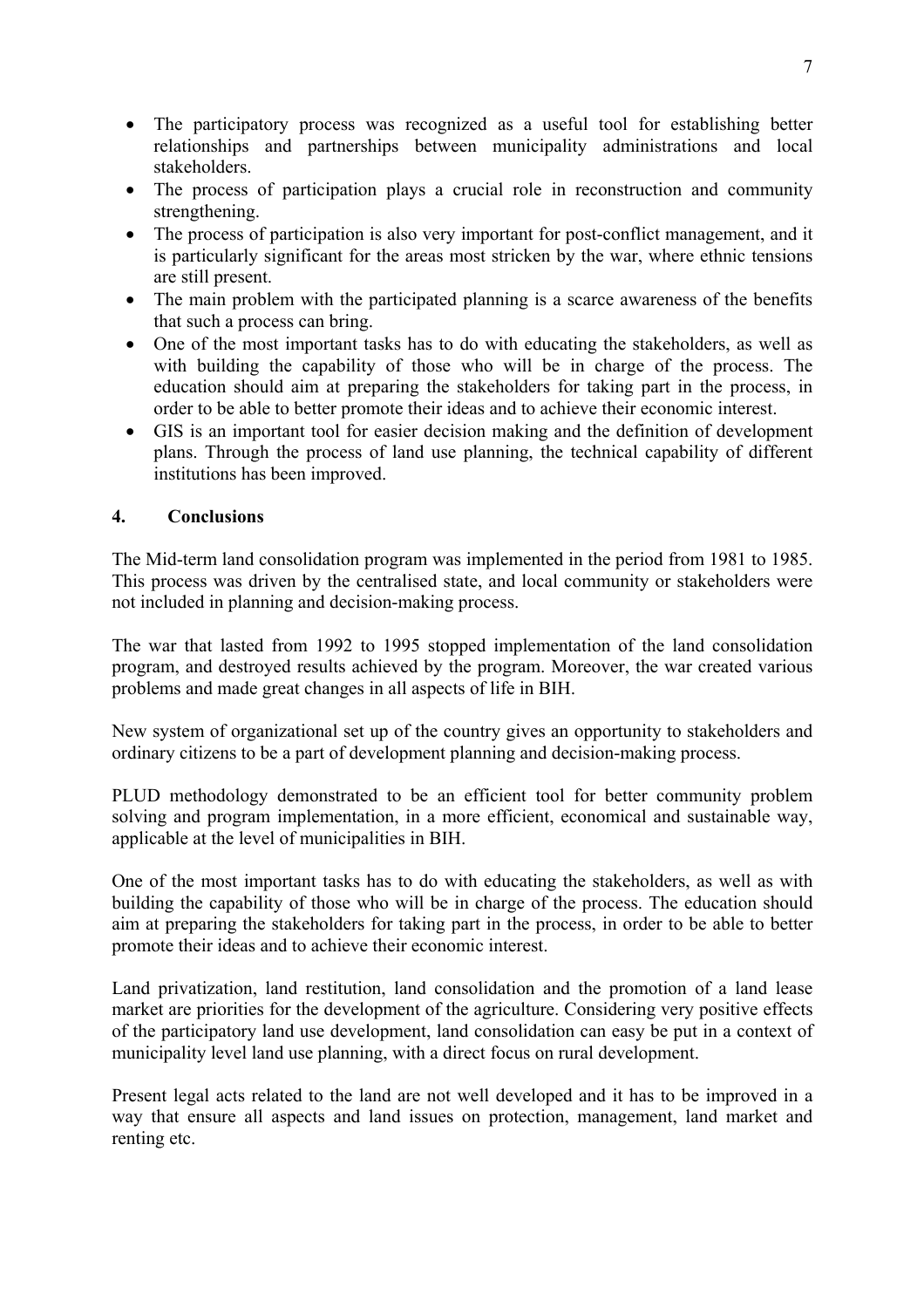- The participatory process was recognized as a useful tool for establishing better relationships and partnerships between municipality administrations and local stakeholders.
- The process of participation plays a crucial role in reconstruction and community strengthening.
- The process of participation is also very important for post-conflict management, and it is particularly significant for the areas most stricken by the war, where ethnic tensions are still present.
- The main problem with the participated planning is a scarce awareness of the benefits that such a process can bring.
- One of the most important tasks has to do with educating the stakeholders, as well as with building the capability of those who will be in charge of the process. The education should aim at preparing the stakeholders for taking part in the process, in order to be able to better promote their ideas and to achieve their economic interest.
- GIS is an important tool for easier decision making and the definition of development plans. Through the process of land use planning, the technical capability of different institutions has been improved.

## 4. Conclusions

The Mid-term land consolidation program was implemented in the period from 1981 to 1985. This process was driven by the centralised state, and local community or stakeholders were not included in planning and decision-making process.

The war that lasted from 1992 to 1995 stopped implementation of the land consolidation program, and destroyed results achieved by the program. Moreover, the war created various problems and made great changes in all aspects of life in BIH.

New system of organizational set up of the country gives an opportunity to stakeholders and ordinary citizens to be a part of development planning and decision-making process.

PLUD methodology demonstrated to be an efficient tool for better community problem solving and program implementation, in a more efficient, economical and sustainable way, applicable at the level of municipalities in BIH.

One of the most important tasks has to do with educating the stakeholders, as well as with building the capability of those who will be in charge of the process. The education should aim at preparing the stakeholders for taking part in the process, in order to be able to better promote their ideas and to achieve their economic interest.

Land privatization, land restitution, land consolidation and the promotion of a land lease market are priorities for the development of the agriculture. Considering very positive effects of the participatory land use development, land consolidation can easy be put in a context of municipality level land use planning, with a direct focus on rural development.

Present legal acts related to the land are not well developed and it has to be improved in a way that ensure all aspects and land issues on protection, management, land market and renting etc.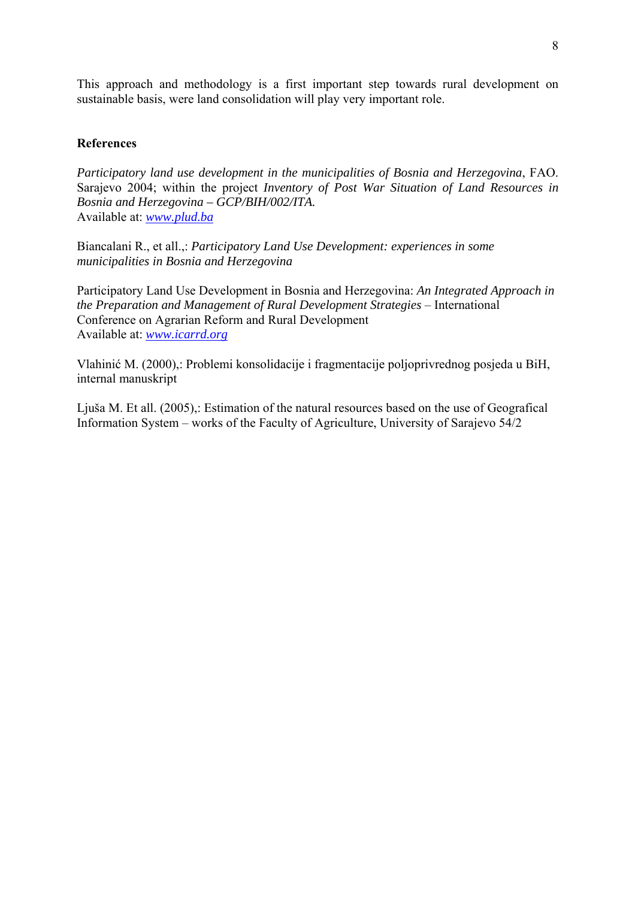This approach and methodology is a first important step towards rural development on sustainable basis, were land consolidation will play very important role.

**References**

*Participatory land use development in the municipalities of Bosnia and Herzegovina*, FAO. Sarajevo 2004; within the project *Inventory of Post War Situation of Land Resources in Bosnia and Herzegovina – GCP/BIH/002/ITA.*
Available at: *www.plud.ba*

Biancalani R., et all.,: *Participatory Land Use Development: experiences in some municipalities in Bosnia and Herzegovina*

Participatory Land Use Development in Bosnia and Herzegovina: *An Integrated Approach in the Preparation and Management of Rural Development Strategies* – International Conference on Agrarian Reform and Rural Development
Available at: *www.icarrd.org*

Vlahinić M. (2000),: Problemi konsolidacije i fragmentacije poljoprivrednog posjeda u BiH, internal manuskript

Ljuša M. Et all. (2005),: Estimation of the natural resources based on the use of Geografical Information System – works of the Faculty of Agriculture, University of Sarajevo 54/2